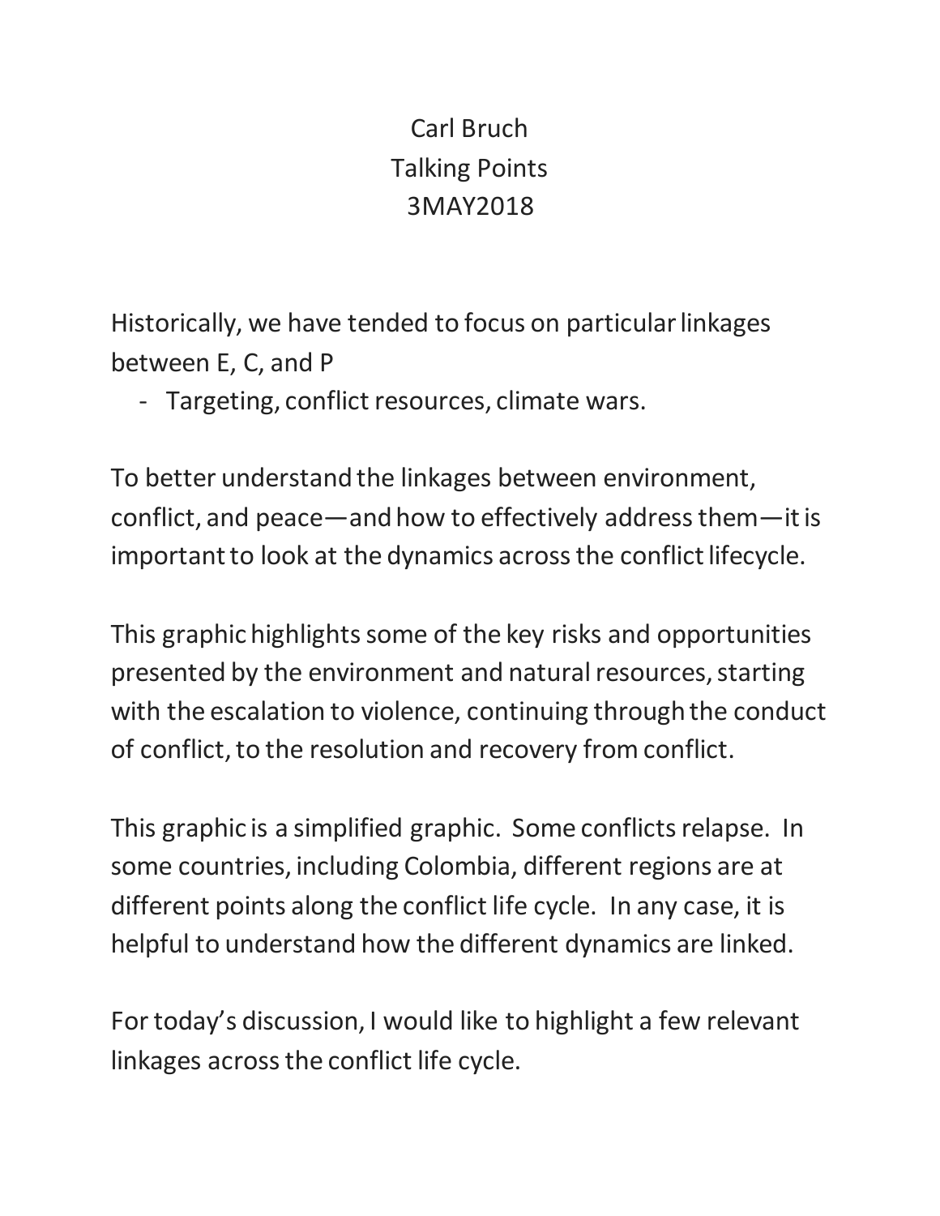Carl Bruch
Talking Points
3MAY2018

Historically, we have tended to focus on particular linkages between E, C, and P

- Targeting, conflict resources, climate wars.

To better understand the linkages between environment, conflict, and peace—and how to effectively address them—it is important to look at the dynamics across the conflict lifecycle.

This graphic highlights some of the key risks and opportunities presented by the environment and natural resources, starting with the escalation to violence, continuing through the conduct of conflict, to the resolution and recovery from conflict.

This graphic is a simplified graphic. Some conflicts relapse. In some countries, including Colombia, different regions are at different points along the conflict life cycle. In any case, it is helpful to understand how the different dynamics are linked.

For today's discussion, I would like to highlight a few relevant linkages across the conflict life cycle.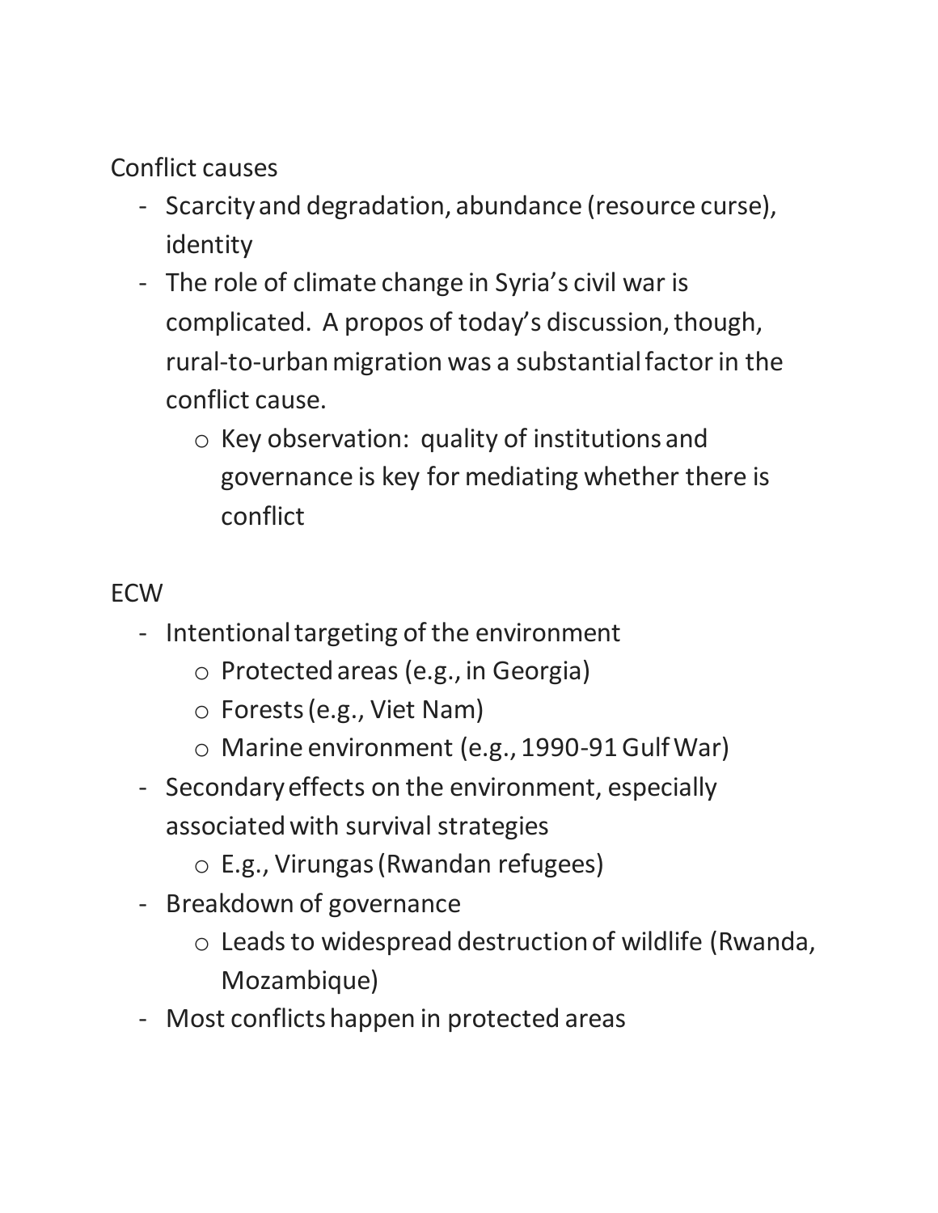Conflict causes

- Scarcity and degradation, abundance (resource curse), identity
- The role of climate change in Syria's civil war is complicated. A propos of today's discussion, though, rural-to-urban migration was a substantial factor in the conflict cause.
  - Key observation: quality of institutions and governance is key for mediating whether there is conflict

ECW

- Intentional targeting of the environment
  - Protected areas (e.g., in Georgia)
  - Forests (e.g., Viet Nam)
  - Marine environment (e.g., 1990-91 Gulf War)
- Secondary effects on the environment, especially associated with survival strategies
  - E.g., Virungas (Rwandan refugees)
- Breakdown of governance
  - Leads to widespread destruction of wildlife (Rwanda, Mozambique)
- Most conflicts happen in protected areas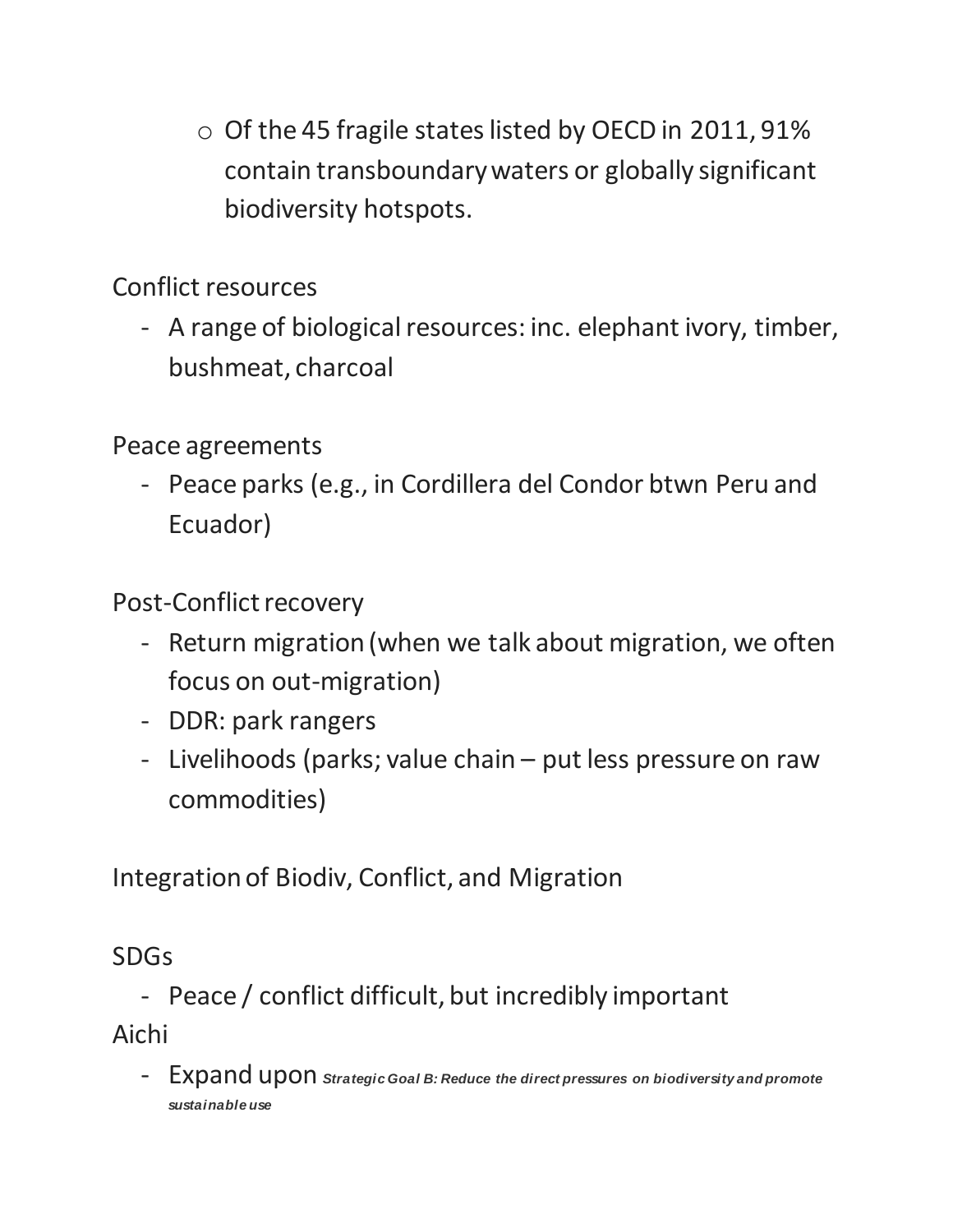- Of the 45 fragile states listed by OECD in 2011, 91% contain transboundary waters or globally significant biodiversity hotspots.

Conflict resources

- A range of biological resources: inc. elephant ivory, timber, bushmeat, charcoal

Peace agreements

- Peace parks (e.g., in Cordillera del Condor btwn Peru and Ecuador)

Post-Conflict recovery

- Return migration (when we talk about migration, we often focus on out-migration)
- DDR: park rangers
- Livelihoods (parks; value chain – put less pressure on raw commodities)

Integration of Biodiv, Conflict, and Migration

SDGs

- Peace / conflict difficult, but incredibly important

Aichi

- Expand upon ***Strategic Goal B: Reduce the direct pressures on biodiversity and promote sustainable use***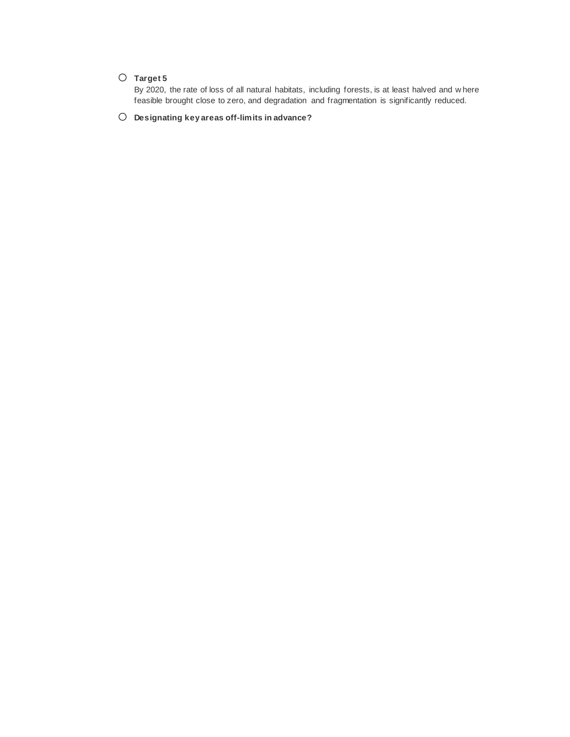- **Target 5**
  By 2020, the rate of loss of all natural habitats, including forests, is at least halved and where feasible brought close to zero, and degradation and fragmentation is significantly reduced.
- **Designating key areas off-limits in advance?**